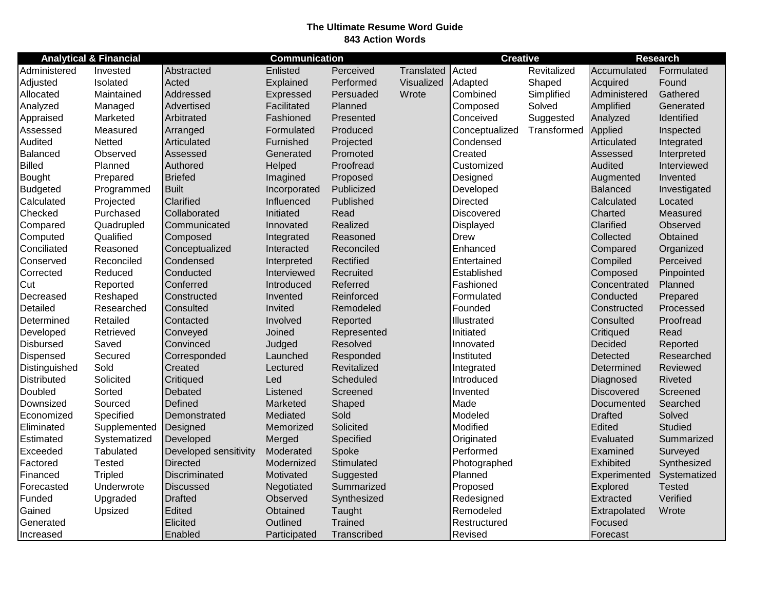**The Ultimate Resume Word Guide**
**843 Action Words**

| Analytical & Financial | | Communication | | | | Creative | | Research | |
|---|---|---|---|---|---|---|---|---|---|
| Administered | Invested | Abstracted | Enlisted | Perceived | Translated | Acted | Revitalized | Accumulated | Formulated |
| Adjusted | Isolated | Acted | Explained | Performed | Visualized | Adapted | Shaped | Acquired | Found |
| Allocated | Maintained | Addressed | Expressed | Persuaded | Wrote | Combined | Simplified | Administered | Gathered |
| Analyzed | Managed | Advertised | Facilitated | Planned | | Composed | Solved | Amplified | Generated |
| Appraised | Marketed | Arbitrated | Fashioned | Presented | | Conceived | Suggested | Analyzed | Identified |
| Assessed | Measured | Arranged | Formulated | Produced | | Conceptualized | Transformed | Applied | Inspected |
| Audited | Netted | Articulated | Furnished | Projected | | Condensed | | Articulated | Integrated |
| Balanced | Observed | Assessed | Generated | Promoted | | Created | | Assessed | Interpreted |
| Billed | Planned | Authored | Helped | Proofread | | Customized | | Audited | Interviewed |
| Bought | Prepared | Briefed | Imagined | Proposed | | Designed | | Augmented | Invented |
| Budgeted | Programmed | Built | Incorporated | Publicized | | Developed | | Balanced | Investigated |
| Calculated | Projected | Clarified | Influenced | Published | | Directed | | Calculated | Located |
| Checked | Purchased | Collaborated | Initiated | Read | | Discovered | | Charted | Measured |
| Compared | Quadrupled | Communicated | Innovated | Realized | | Displayed | | Clarified | Observed |
| Computed | Qualified | Composed | Integrated | Reasoned | | Drew | | Collected | Obtained |
| Conciliated | Reasoned | Conceptualized | Interacted | Reconciled | | Enhanced | | Compared | Organized |
| Conserved | Reconciled | Condensed | Interpreted | Rectified | | Entertained | | Compiled | Perceived |
| Corrected | Reduced | Conducted | Interviewed | Recruited | | Established | | Composed | Pinpointed |
| Cut | Reported | Conferred | Introduced | Referred | | Fashioned | | Concentrated | Planned |
| Decreased | Reshaped | Constructed | Invented | Reinforced | | Formulated | | Conducted | Prepared |
| Detailed | Researched | Consulted | Invited | Remodeled | | Founded | | Constructed | Processed |
| Determined | Retailed | Contacted | Involved | Reported | | Illustrated | | Consulted | Proofread |
| Developed | Retrieved | Conveyed | Joined | Represented | | Initiated | | Critiqued | Read |
| Disbursed | Saved | Convinced | Judged | Resolved | | Innovated | | Decided | Reported |
| Dispensed | Secured | Corresponded | Launched | Responded | | Instituted | | Detected | Researched |
| Distinguished | Sold | Created | Lectured | Revitalized | | Integrated | | Determined | Reviewed |
| Distributed | Solicited | Critiqued | Led | Scheduled | | Introduced | | Diagnosed | Riveted |
| Doubled | Sorted | Debated | Listened | Screened | | Invented | | Discovered | Screened |
| Downsized | Sourced | Defined | Marketed | Shaped | | Made | | Documented | Searched |
| Economized | Specified | Demonstrated | Mediated | Sold | | Modeled | | Drafted | Solved |
| Eliminated | Supplemented | Designed | Memorized | Solicited | | Modified | | Edited | Studied |
| Estimated | Systematized | Developed | Merged | Specified | | Originated | | Evaluated | Summarized |
| Exceeded | Tabulated | Developed sensitivity | Moderated | Spoke | | Performed | | Examined | Surveyed |
| Factored | Tested | Directed | Modernized | Stimulated | | Photographed | | Exhibited | Synthesized |
| Financed | Tripled | Discriminated | Motivated | Suggested | | Planned | | Experimented | Systematized |
| Forecasted | Underwrote | Discussed | Negotiated | Summarized | | Proposed | | Explored | Tested |
| Funded | Upgraded | Drafted | Observed | Synthesized | | Redesigned | | Extracted | Verified |
| Gained | Upsized | Edited | Obtained | Taught | | Remodeled | | Extrapolated | Wrote |
| Generated | | Elicited | Outlined | Trained | | Restructured | | Focused | |
| Increased | | Enabled | Participated | Transcribed | | Revised | | Forecast | |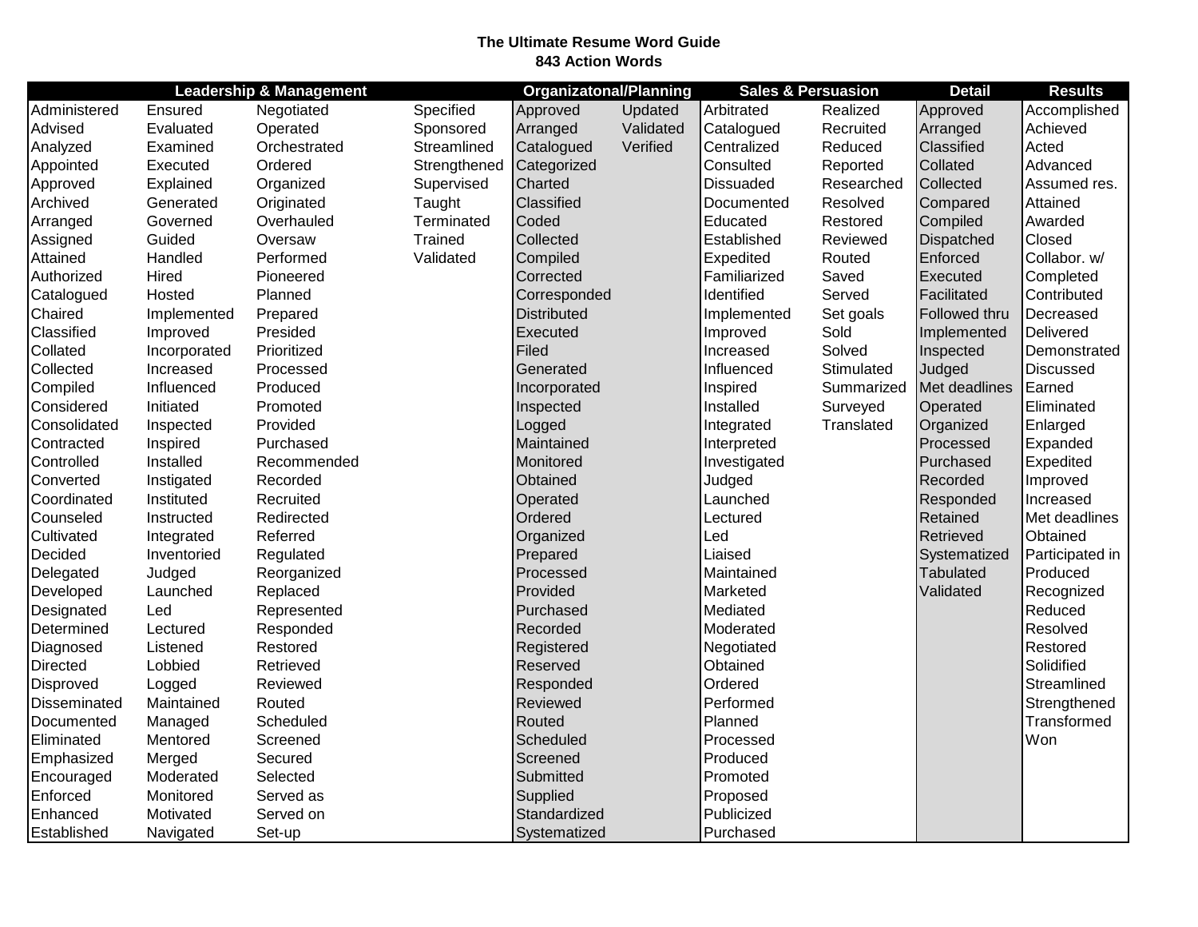**The Ultimate Resume Word Guide**
**843 Action Words**

| Leadership & Management | | | | Organizatonal/Planning | | Sales & Persuasion | | Detail | Results |
|---|---|---|---|---|---|---|---|---|---|
| Administered | Ensured | Negotiated | Specified | Approved | Updated | Arbitrated | Realized | Approved | Accomplished |
| Advised | Evaluated | Operated | Sponsored | Arranged | Validated | Catalogued | Recruited | Arranged | Achieved |
| Analyzed | Examined | Orchestrated | Streamlined | Catalogued | Verified | Centralized | Reduced | Classified | Acted |
| Appointed | Executed | Ordered | Strengthened | Categorized | | Consulted | Reported | Collated | Advanced |
| Approved | Explained | Organized | Supervised | Charted | | Dissuaded | Researched | Collected | Assumed res. |
| Archived | Generated | Originated | Taught | Classified | | Documented | Resolved | Compared | Attained |
| Arranged | Governed | Overhauled | Terminated | Coded | | Educated | Restored | Compiled | Awarded |
| Assigned | Guided | Oversaw | Trained | Collected | | Established | Reviewed | Dispatched | Closed |
| Attained | Handled | Performed | Validated | Compiled | | Expedited | Routed | Enforced | Collabor. w/ |
| Authorized | Hired | Pioneered | | Corrected | | Familiarized | Saved | Executed | Completed |
| Catalogued | Hosted | Planned | | Corresponded | | Identified | Served | Facilitated | Contributed |
| Chaired | Implemented | Prepared | | Distributed | | Implemented | Set goals | Followed thru | Decreased |
| Classified | Improved | Presided | | Executed | | Improved | Sold | Implemented | Delivered |
| Collated | Incorporated | Prioritized | | Filed | | Increased | Solved | Inspected | Demonstrated |
| Collected | Increased | Processed | | Generated | | Influenced | Stimulated | Judged | Discussed |
| Compiled | Influenced | Produced | | Incorporated | | Inspired | Summarized | Met deadlines | Earned |
| Considered | Initiated | Promoted | | Inspected | | Installed | Surveyed | Operated | Eliminated |
| Consolidated | Inspected | Provided | | Logged | | Integrated | Translated | Organized | Enlarged |
| Contracted | Inspired | Purchased | | Maintained | | Interpreted | | Processed | Expanded |
| Controlled | Installed | Recommended | | Monitored | | Investigated | | Purchased | Expedited |
| Converted | Instigated | Recorded | | Obtained | | Judged | | Recorded | Improved |
| Coordinated | Instituted | Recruited | | Operated | | Launched | | Responded | Increased |
| Counseled | Instructed | Redirected | | Ordered | | Lectured | | Retained | Met deadlines |
| Cultivated | Integrated | Referred | | Organized | | Led | | Retrieved | Obtained |
| Decided | Inventoried | Regulated | | Prepared | | Liaised | | Systematized | Participated in |
| Delegated | Judged | Reorganized | | Processed | | Maintained | | Tabulated | Produced |
| Developed | Launched | Replaced | | Provided | | Marketed | | Validated | Recognized |
| Designated | Led | Represented | | Purchased | | Mediated | | | Reduced |
| Determined | Lectured | Responded | | Recorded | | Moderated | | | Resolved |
| Diagnosed | Listened | Restored | | Registered | | Negotiated | | | Restored |
| Directed | Lobbied | Retrieved | | Reserved | | Obtained | | | Solidified |
| Disproved | Logged | Reviewed | | Responded | | Ordered | | | Streamlined |
| Disseminated | Maintained | Routed | | Reviewed | | Performed | | | Strengthened |
| Documented | Managed | Scheduled | | Routed | | Planned | | | Transformed |
| Eliminated | Mentored | Screened | | Scheduled | | Processed | | | Won |
| Emphasized | Merged | Secured | | Screened | | Produced | | | |
| Encouraged | Moderated | Selected | | Submitted | | Promoted | | | |
| Enforced | Monitored | Served as | | Supplied | | Proposed | | | |
| Enhanced | Motivated | Served on | | Standardized | | Publicized | | | |
| Established | Navigated | Set-up | | Systematized | | Purchased | | | |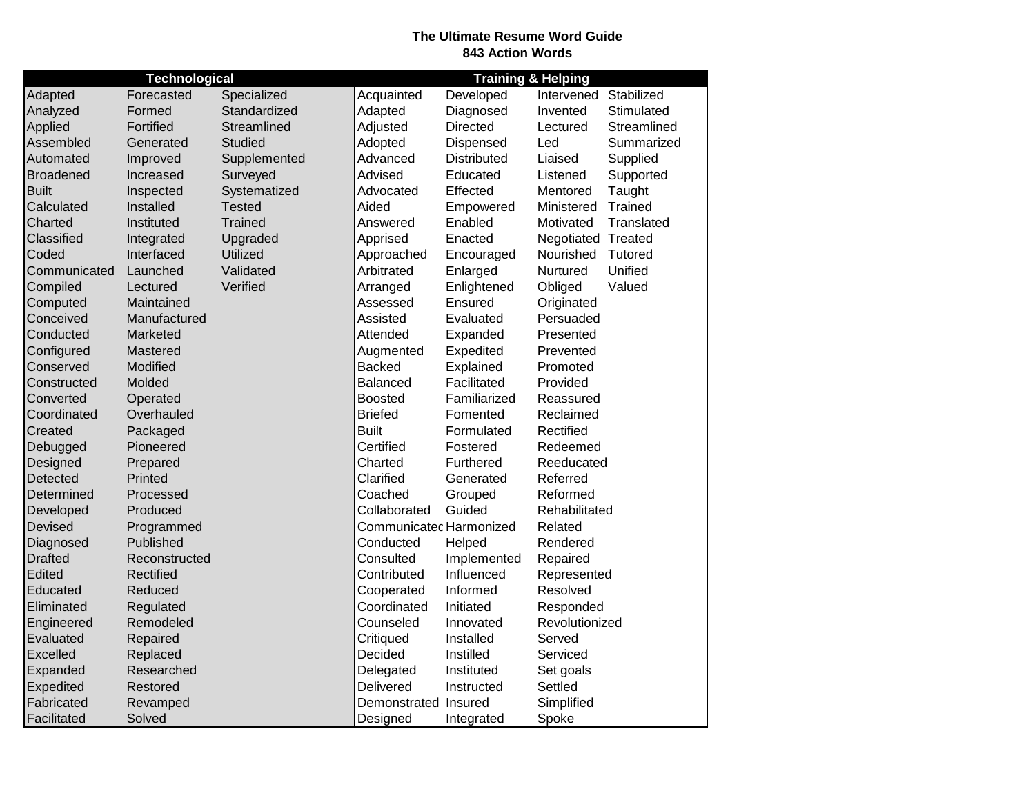**The Ultimate Resume Word Guide**
**843 Action Words**

| Technological | | | Training & Helping | | | |
|---|---|---|---|---|---|---|
| Adapted | Forecasted | Specialized | Acquainted | Developed | Intervened | Stabilized |
| Analyzed | Formed | Standardized | Adapted | Diagnosed | Invented | Stimulated |
| Applied | Fortified | Streamlined | Adjusted | Directed | Lectured | Streamlined |
| Assembled | Generated | Studied | Adopted | Dispensed | Led | Summarized |
| Automated | Improved | Supplemented | Advanced | Distributed | Liaised | Supplied |
| Broadened | Increased | Surveyed | Advised | Educated | Listened | Supported |
| Built | Inspected | Systematized | Advocated | Effected | Mentored | Taught |
| Calculated | Installed | Tested | Aided | Empowered | Ministered | Trained |
| Charted | Instituted | Trained | Answered | Enabled | Motivated | Translated |
| Classified | Integrated | Upgraded | Apprised | Enacted | Negotiated | Treated |
| Coded | Interfaced | Utilized | Approached | Encouraged | Nourished | Tutored |
| Communicated | Launched | Validated | Arbitrated | Enlarged | Nurtured | Unified |
| Compiled | Lectured | Verified | Arranged | Enlightened | Obliged | Valued |
| Computed | Maintained | | Assessed | Ensured | Originated | |
| Conceived | Manufactured | | Assisted | Evaluated | Persuaded | |
| Conducted | Marketed | | Attended | Expanded | Presented | |
| Configured | Mastered | | Augmented | Expedited | Prevented | |
| Conserved | Modified | | Backed | Explained | Promoted | |
| Constructed | Molded | | Balanced | Facilitated | Provided | |
| Converted | Operated | | Boosted | Familiarized | Reassured | |
| Coordinated | Overhauled | | Briefed | Fomented | Reclaimed | |
| Created | Packaged | | Built | Formulated | Rectified | |
| Debugged | Pioneered | | Certified | Fostered | Redeemed | |
| Designed | Prepared | | Charted | Furthered | Reeducated | |
| Detected | Printed | | Clarified | Generated | Referred | |
| Determined | Processed | | Coached | Grouped | Reformed | |
| Developed | Produced | | Collaborated | Guided | Rehabilitated | |
| Devised | Programmed | | Communicatec | Harmonized | Related | |
| Diagnosed | Published | | Conducted | Helped | Rendered | |
| Drafted | Reconstructed | | Consulted | Implemented | Repaired | |
| Edited | Rectified | | Contributed | Influenced | Represented | |
| Educated | Reduced | | Cooperated | Informed | Resolved | |
| Eliminated | Regulated | | Coordinated | Initiated | Responded | |
| Engineered | Remodeled | | Counseled | Innovated | Revolutionized | |
| Evaluated | Repaired | | Critiqued | Installed | Served | |
| Excelled | Replaced | | Decided | Instilled | Serviced | |
| Expanded | Researched | | Delegated | Instituted | Set goals | |
| Expedited | Restored | | Delivered | Instructed | Settled | |
| Fabricated | Revamped | | Demonstrated | Insured | Simplified | |
| Facilitated | Solved | | Designed | Integrated | Spoke | |